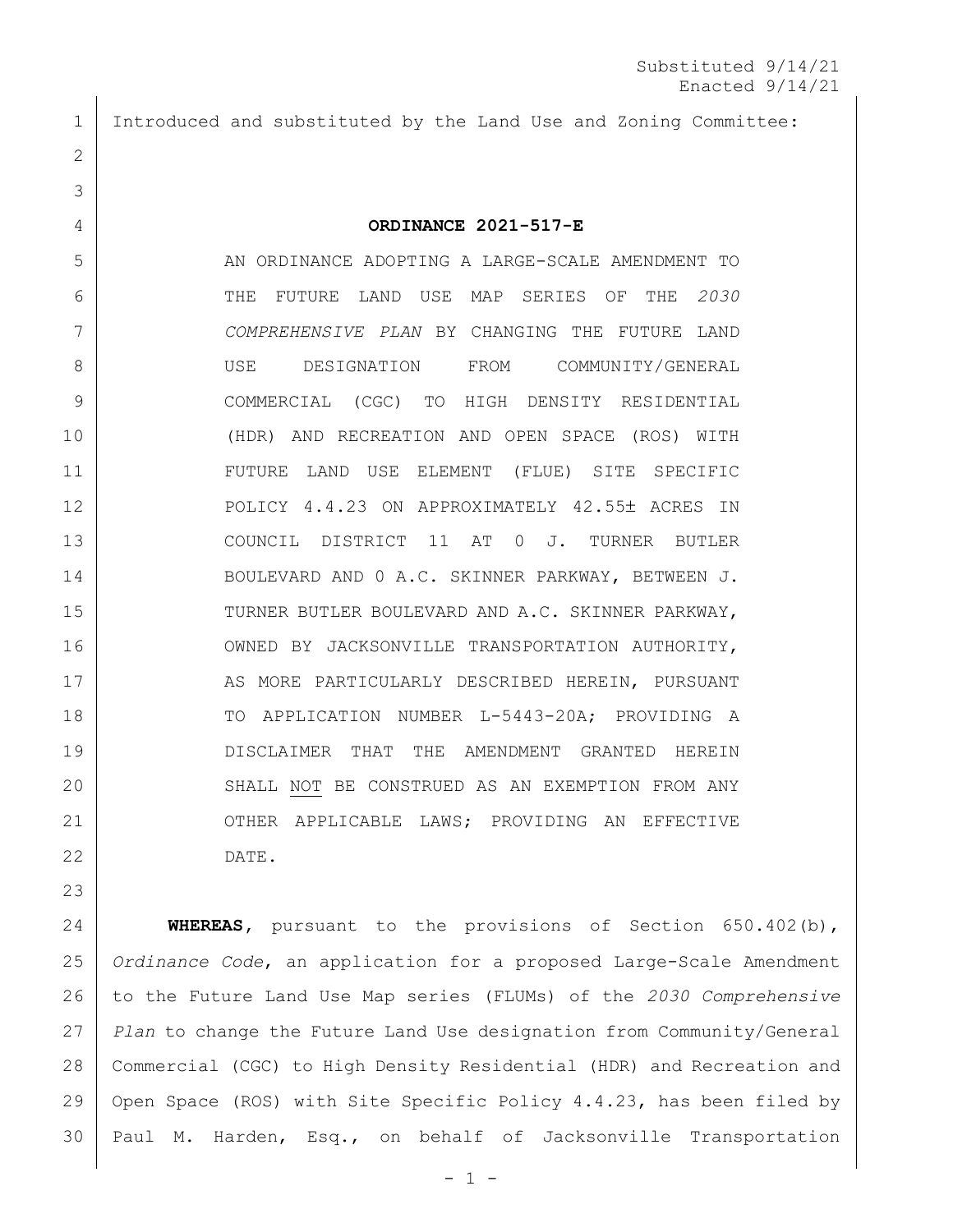Substituted 9/14/21
Enacted 9/14/21

Introduced and substituted by the Land Use and Zoning Committee:

**ORDINANCE 2021-517-E**

AN ORDINANCE ADOPTING A LARGE-SCALE AMENDMENT TO THE FUTURE LAND USE MAP SERIES OF THE *2030 COMPREHENSIVE PLAN* BY CHANGING THE FUTURE LAND USE DESIGNATION FROM COMMUNITY/GENERAL COMMERCIAL (CGC) TO HIGH DENSITY RESIDENTIAL (HDR) AND RECREATION AND OPEN SPACE (ROS) WITH FUTURE LAND USE ELEMENT (FLUE) SITE SPECIFIC POLICY 4.4.23 ON APPROXIMATELY 42.55± ACRES IN COUNCIL DISTRICT 11 AT 0 J. TURNER BUTLER BOULEVARD AND 0 A.C. SKINNER PARKWAY, BETWEEN J. TURNER BUTLER BOULEVARD AND A.C. SKINNER PARKWAY, OWNED BY JACKSONVILLE TRANSPORTATION AUTHORITY, AS MORE PARTICULARLY DESCRIBED HEREIN, PURSUANT TO APPLICATION NUMBER L-5443-20A; PROVIDING A DISCLAIMER THAT THE AMENDMENT GRANTED HEREIN SHALL NOT BE CONSTRUED AS AN EXEMPTION FROM ANY OTHER APPLICABLE LAWS; PROVIDING AN EFFECTIVE DATE.

**WHEREAS**, pursuant to the provisions of Section 650.402(b), *Ordinance Code*, an application for a proposed Large-Scale Amendment to the Future Land Use Map series (FLUMs) of the *2030 Comprehensive Plan* to change the Future Land Use designation from Community/General Commercial (CGC) to High Density Residential (HDR) and Recreation and Open Space (ROS) with Site Specific Policy 4.4.23, has been filed by Paul M. Harden, Esq., on behalf of Jacksonville Transportation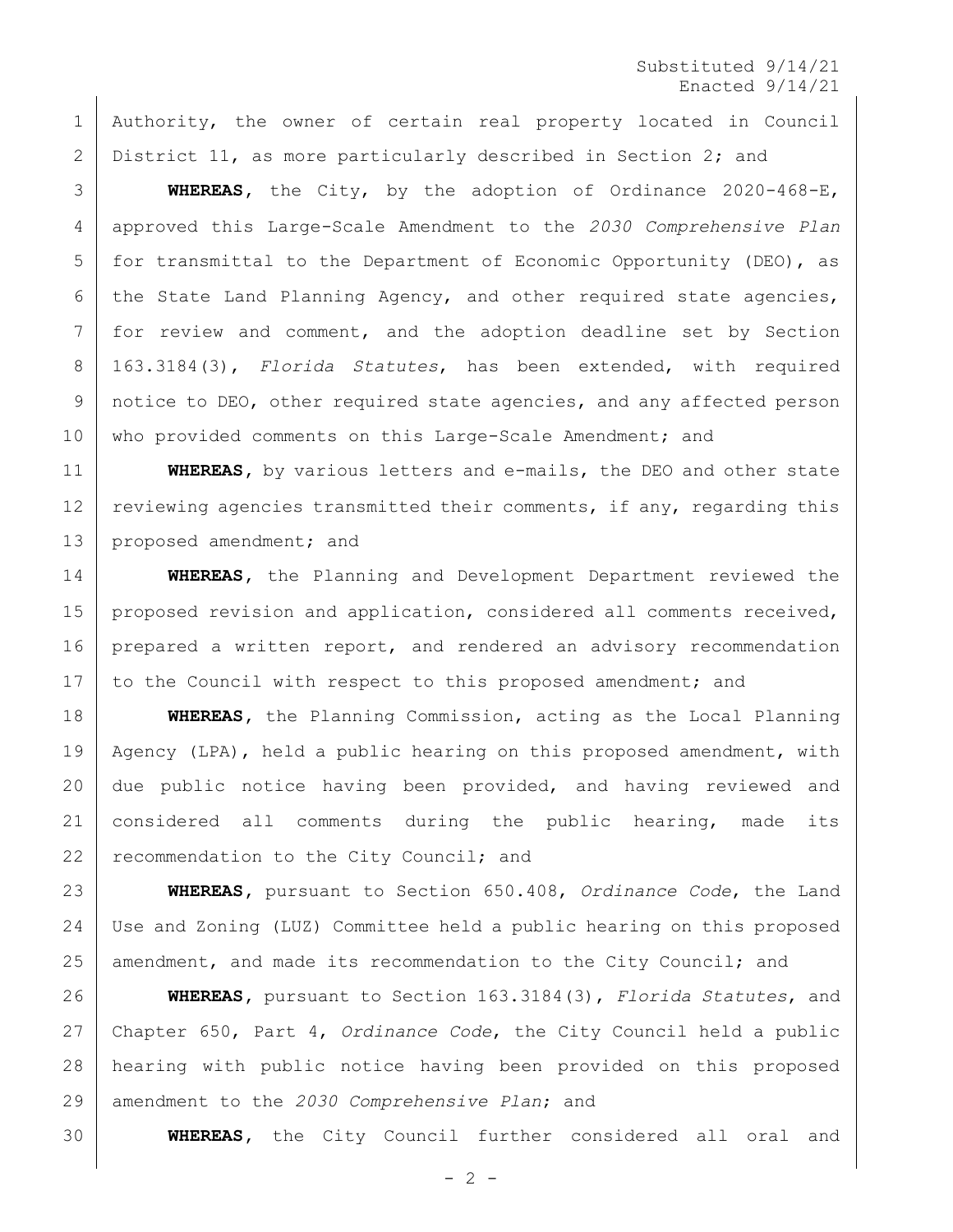Authority, the owner of certain real property located in Council District 11, as more particularly described in Section 2; and

**WHEREAS**, the City, by the adoption of Ordinance 2020-468-E, approved this Large-Scale Amendment to the *2030 Comprehensive Plan* for transmittal to the Department of Economic Opportunity (DEO), as the State Land Planning Agency, and other required state agencies, for review and comment, and the adoption deadline set by Section 163.3184(3), *Florida Statutes*, has been extended, with required notice to DEO, other required state agencies, and any affected person who provided comments on this Large-Scale Amendment; and

**WHEREAS**, by various letters and e-mails, the DEO and other state reviewing agencies transmitted their comments, if any, regarding this proposed amendment; and

**WHEREAS**, the Planning and Development Department reviewed the proposed revision and application, considered all comments received, prepared a written report, and rendered an advisory recommendation to the Council with respect to this proposed amendment; and

**WHEREAS**, the Planning Commission, acting as the Local Planning Agency (LPA), held a public hearing on this proposed amendment, with due public notice having been provided, and having reviewed and considered all comments during the public hearing, made its recommendation to the City Council; and

**WHEREAS**, pursuant to Section 650.408, *Ordinance Code*, the Land Use and Zoning (LUZ) Committee held a public hearing on this proposed amendment, and made its recommendation to the City Council; and

**WHEREAS**, pursuant to Section 163.3184(3), *Florida Statutes*, and Chapter 650, Part 4, *Ordinance Code*, the City Council held a public hearing with public notice having been provided on this proposed amendment to the *2030 Comprehensive Plan*; and

**WHEREAS**, the City Council further considered all oral and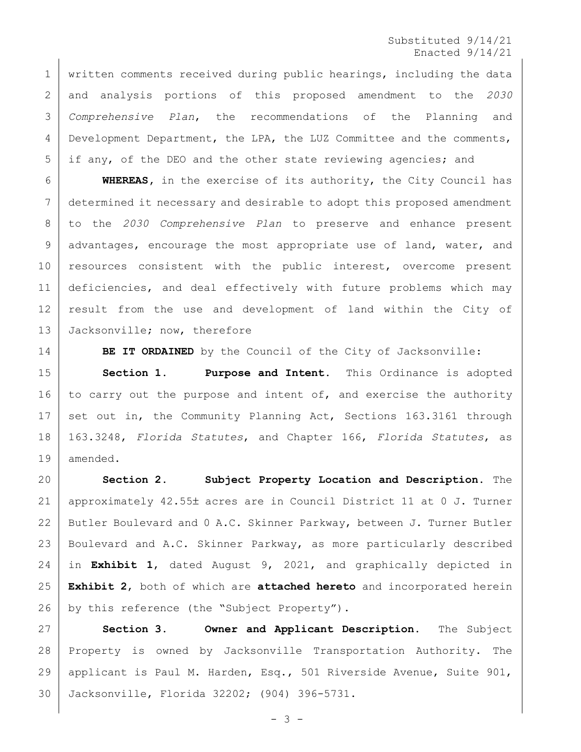written comments received during public hearings, including the data and analysis portions of this proposed amendment to the *2030 Comprehensive Plan*, the recommendations of the Planning and Development Department, the LPA, the LUZ Committee and the comments, if any, of the DEO and the other state reviewing agencies; and

**WHEREAS**, in the exercise of its authority, the City Council has determined it necessary and desirable to adopt this proposed amendment to the *2030 Comprehensive Plan* to preserve and enhance present advantages, encourage the most appropriate use of land, water, and resources consistent with the public interest, overcome present deficiencies, and deal effectively with future problems which may result from the use and development of land within the City of Jacksonville; now, therefore

**BE IT ORDAINED** by the Council of the City of Jacksonville:

**Section 1. Purpose and Intent.** This Ordinance is adopted to carry out the purpose and intent of, and exercise the authority set out in, the Community Planning Act, Sections 163.3161 through 163.3248, *Florida Statutes*, and Chapter 166, *Florida Statutes*, as amended.

**Section 2. Subject Property Location and Description.** The approximately 42.55± acres are in Council District 11 at 0 J. Turner Butler Boulevard and 0 A.C. Skinner Parkway, between J. Turner Butler Boulevard and A.C. Skinner Parkway, as more particularly described in **Exhibit 1**, dated August 9, 2021, and graphically depicted in **Exhibit 2**, both of which are **attached hereto** and incorporated herein by this reference (the "Subject Property").

**Section 3. Owner and Applicant Description.** The Subject Property is owned by Jacksonville Transportation Authority. The applicant is Paul M. Harden, Esq., 501 Riverside Avenue, Suite 901, Jacksonville, Florida 32202; (904) 396-5731.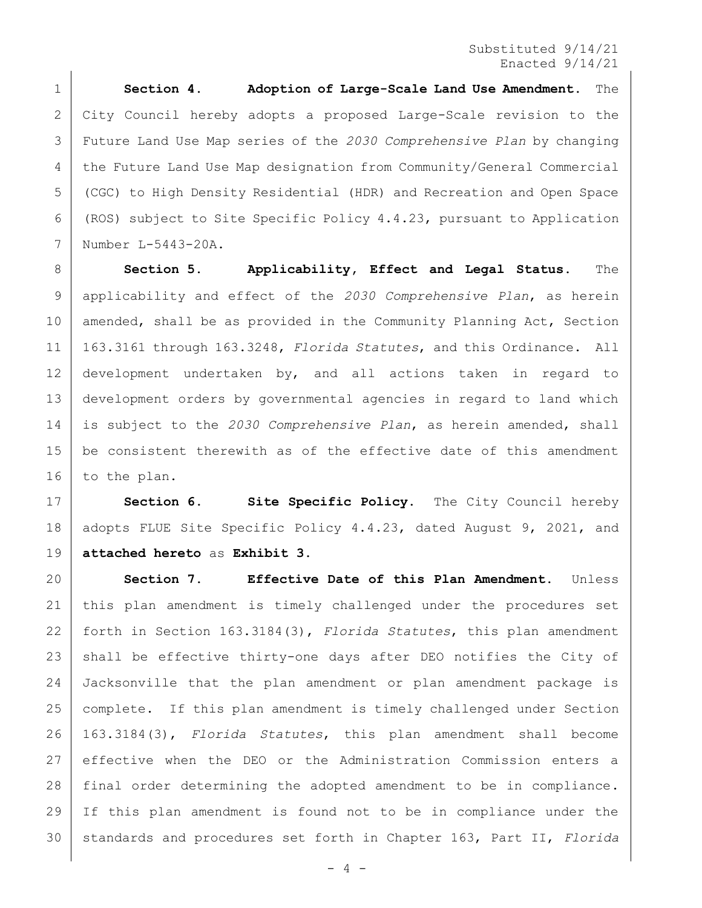Substituted 9/14/21
Enacted 9/14/21

**Section 4. Adoption of Large-Scale Land Use Amendment.** The City Council hereby adopts a proposed Large-Scale revision to the Future Land Use Map series of the *2030 Comprehensive Plan* by changing the Future Land Use Map designation from Community/General Commercial (CGC) to High Density Residential (HDR) and Recreation and Open Space (ROS) subject to Site Specific Policy 4.4.23, pursuant to Application Number L-5443-20A.

**Section 5. Applicability, Effect and Legal Status.** The applicability and effect of the *2030 Comprehensive Plan*, as herein amended, shall be as provided in the Community Planning Act, Section 163.3161 through 163.3248, *Florida Statutes*, and this Ordinance. All development undertaken by, and all actions taken in regard to development orders by governmental agencies in regard to land which is subject to the *2030 Comprehensive Plan*, as herein amended, shall be consistent therewith as of the effective date of this amendment to the plan.

**Section 6. Site Specific Policy.** The City Council hereby adopts FLUE Site Specific Policy 4.4.23, dated August 9, 2021, and **attached hereto** as **Exhibit 3**.

**Section 7. Effective Date of this Plan Amendment.** Unless this plan amendment is timely challenged under the procedures set forth in Section 163.3184(3), *Florida Statutes*, this plan amendment shall be effective thirty-one days after DEO notifies the City of Jacksonville that the plan amendment or plan amendment package is complete. If this plan amendment is timely challenged under Section 163.3184(3), *Florida Statutes*, this plan amendment shall become effective when the DEO or the Administration Commission enters a final order determining the adopted amendment to be in compliance. If this plan amendment is found not to be in compliance under the standards and procedures set forth in Chapter 163, Part II, *Florida*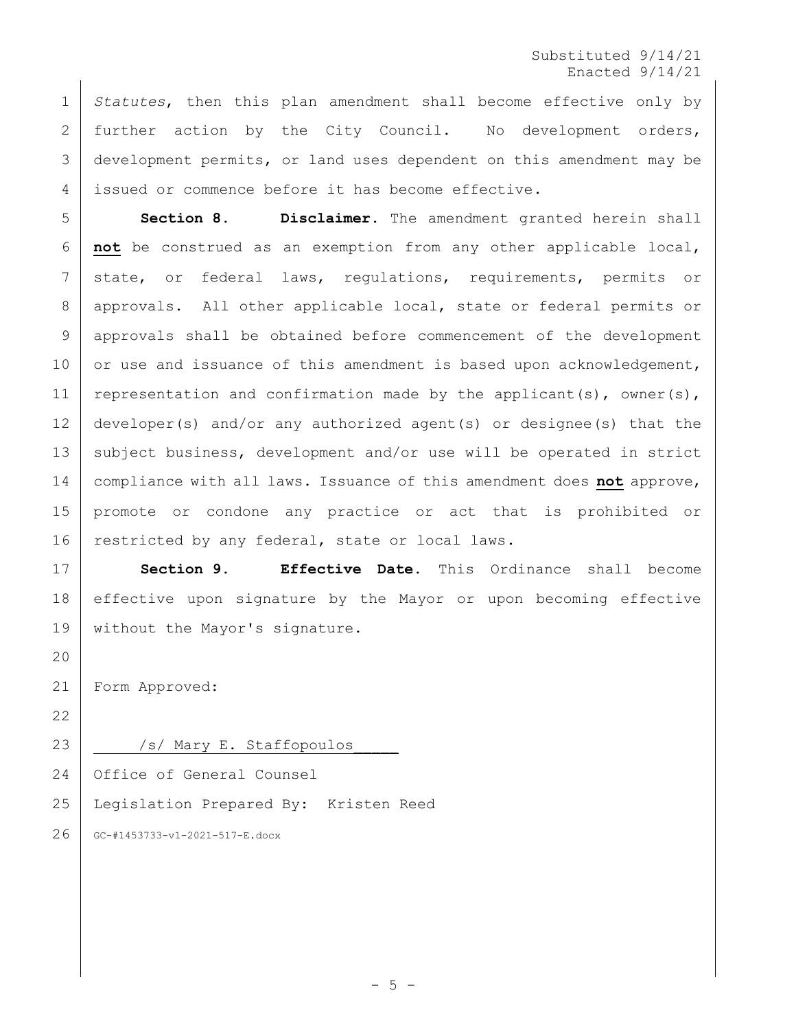*Statutes*, then this plan amendment shall become effective only by further action by the City Council. No development orders, development permits, or land uses dependent on this amendment may be issued or commence before it has become effective.

**Section 8. Disclaimer.** The amendment granted herein shall **not** be construed as an exemption from any other applicable local, state, or federal laws, regulations, requirements, permits or approvals. All other applicable local, state or federal permits or approvals shall be obtained before commencement of the development or use and issuance of this amendment is based upon acknowledgement, representation and confirmation made by the applicant(s), owner(s), developer(s) and/or any authorized agent(s) or designee(s) that the subject business, development and/or use will be operated in strict compliance with all laws. Issuance of this amendment does **not** approve, promote or condone any practice or act that is prohibited or restricted by any federal, state or local laws.

**Section 9. Effective Date.** This Ordinance shall become effective upon signature by the Mayor or upon becoming effective without the Mayor's signature.

Form Approved:

/s/ Mary E. Staffopoulos

Office of General Counsel

Legislation Prepared By: Kristen Reed

GC-#1453733-v1-2021-517-E.docx